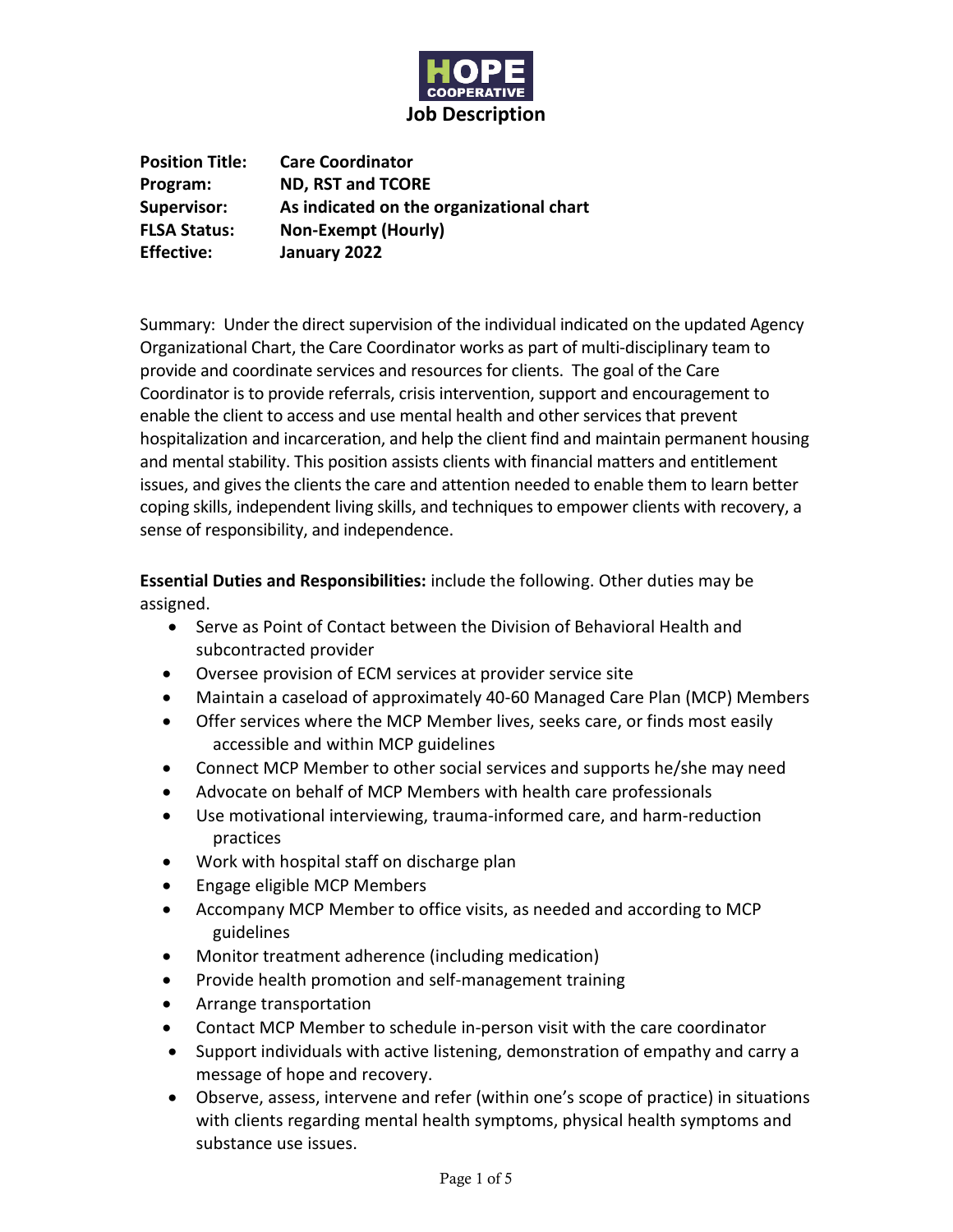HOPE COOPERATIVE

# Job Description

| | |
|---|---|
| **Position Title:** | **Care Coordinator** |
| **Program:** | **ND, RST and TCORE** |
| **Supervisor:** | **As indicated on the organizational chart** |
| **FLSA Status:** | **Non-Exempt (Hourly)** |
| **Effective:** | **January 2022** |

Summary: Under the direct supervision of the individual indicated on the updated Agency Organizational Chart, the Care Coordinator works as part of multi-disciplinary team to provide and coordinate services and resources for clients. The goal of the Care Coordinator is to provide referrals, crisis intervention, support and encouragement to enable the client to access and use mental health and other services that prevent hospitalization and incarceration, and help the client find and maintain permanent housing and mental stability. This position assists clients with financial matters and entitlement issues, and gives the clients the care and attention needed to enable them to learn better coping skills, independent living skills, and techniques to empower clients with recovery, a sense of responsibility, and independence.

**Essential Duties and Responsibilities:** include the following. Other duties may be assigned.

- Serve as Point of Contact between the Division of Behavioral Health and subcontracted provider
- Oversee provision of ECM services at provider service site
- Maintain a caseload of approximately 40-60 Managed Care Plan (MCP) Members
- Offer services where the MCP Member lives, seeks care, or finds most easily accessible and within MCP guidelines
- Connect MCP Member to other social services and supports he/she may need
- Advocate on behalf of MCP Members with health care professionals
- Use motivational interviewing, trauma-informed care, and harm-reduction practices
- Work with hospital staff on discharge plan
- Engage eligible MCP Members
- Accompany MCP Member to office visits, as needed and according to MCP guidelines
- Monitor treatment adherence (including medication)
- Provide health promotion and self-management training
- Arrange transportation
- Contact MCP Member to schedule in-person visit with the care coordinator
- Support individuals with active listening, demonstration of empathy and carry a message of hope and recovery.
- Observe, assess, intervene and refer (within one's scope of practice) in situations with clients regarding mental health symptoms, physical health symptoms and substance use issues.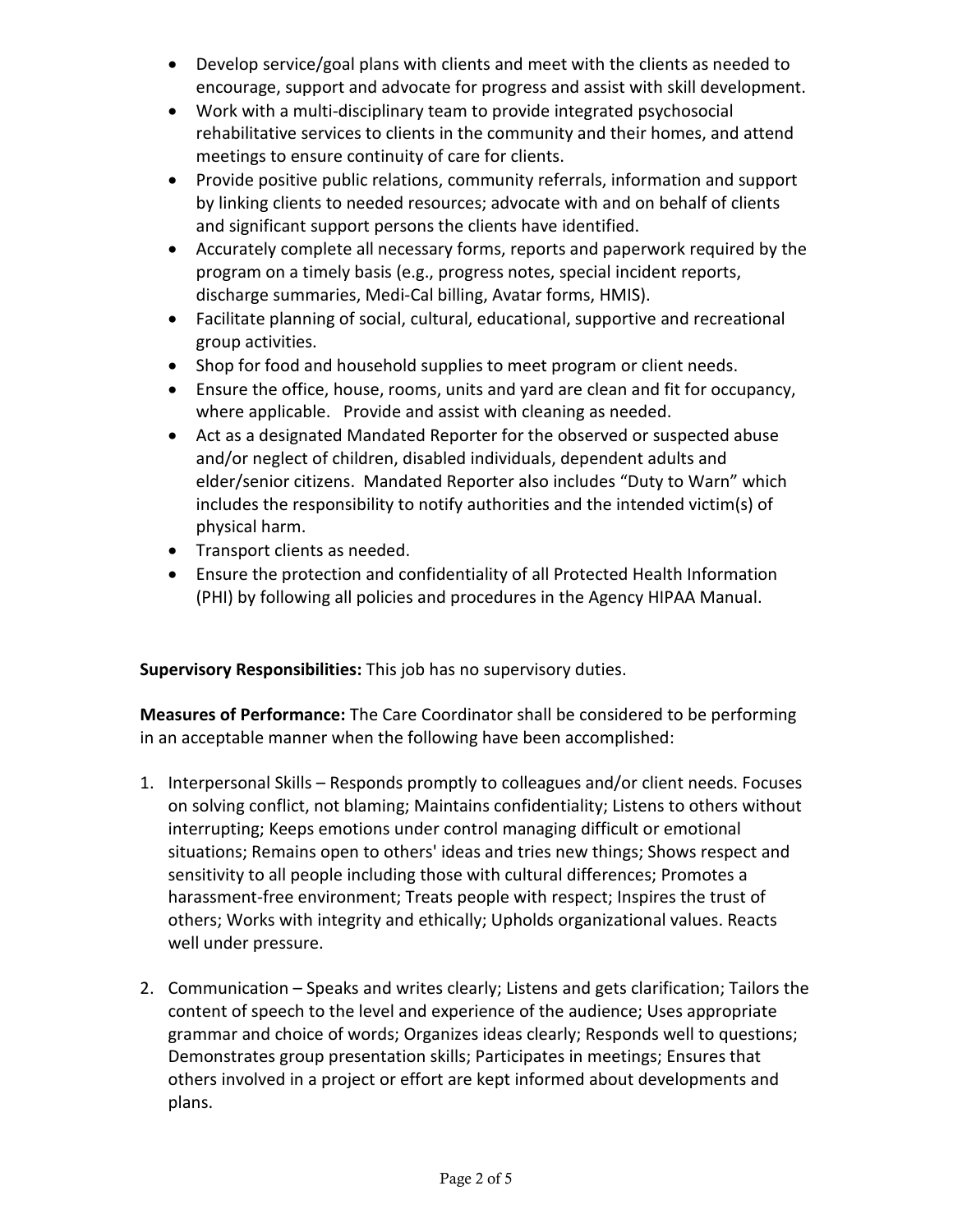- Develop service/goal plans with clients and meet with the clients as needed to encourage, support and advocate for progress and assist with skill development.
- Work with a multi-disciplinary team to provide integrated psychosocial rehabilitative services to clients in the community and their homes, and attend meetings to ensure continuity of care for clients.
- Provide positive public relations, community referrals, information and support by linking clients to needed resources; advocate with and on behalf of clients and significant support persons the clients have identified.
- Accurately complete all necessary forms, reports and paperwork required by the program on a timely basis (e.g., progress notes, special incident reports, discharge summaries, Medi-Cal billing, Avatar forms, HMIS).
- Facilitate planning of social, cultural, educational, supportive and recreational group activities.
- Shop for food and household supplies to meet program or client needs.
- Ensure the office, house, rooms, units and yard are clean and fit for occupancy, where applicable. Provide and assist with cleaning as needed.
- Act as a designated Mandated Reporter for the observed or suspected abuse and/or neglect of children, disabled individuals, dependent adults and elder/senior citizens. Mandated Reporter also includes "Duty to Warn" which includes the responsibility to notify authorities and the intended victim(s) of physical harm.
- Transport clients as needed.
- Ensure the protection and confidentiality of all Protected Health Information (PHI) by following all policies and procedures in the Agency HIPAA Manual.

**Supervisory Responsibilities:** This job has no supervisory duties.

**Measures of Performance:** The Care Coordinator shall be considered to be performing in an acceptable manner when the following have been accomplished:

1. Interpersonal Skills – Responds promptly to colleagues and/or client needs. Focuses on solving conflict, not blaming; Maintains confidentiality; Listens to others without interrupting; Keeps emotions under control managing difficult or emotional situations; Remains open to others' ideas and tries new things; Shows respect and sensitivity to all people including those with cultural differences; Promotes a harassment-free environment; Treats people with respect; Inspires the trust of others; Works with integrity and ethically; Upholds organizational values. Reacts well under pressure.

2. Communication – Speaks and writes clearly; Listens and gets clarification; Tailors the content of speech to the level and experience of the audience; Uses appropriate grammar and choice of words; Organizes ideas clearly; Responds well to questions; Demonstrates group presentation skills; Participates in meetings; Ensures that others involved in a project or effort are kept informed about developments and plans.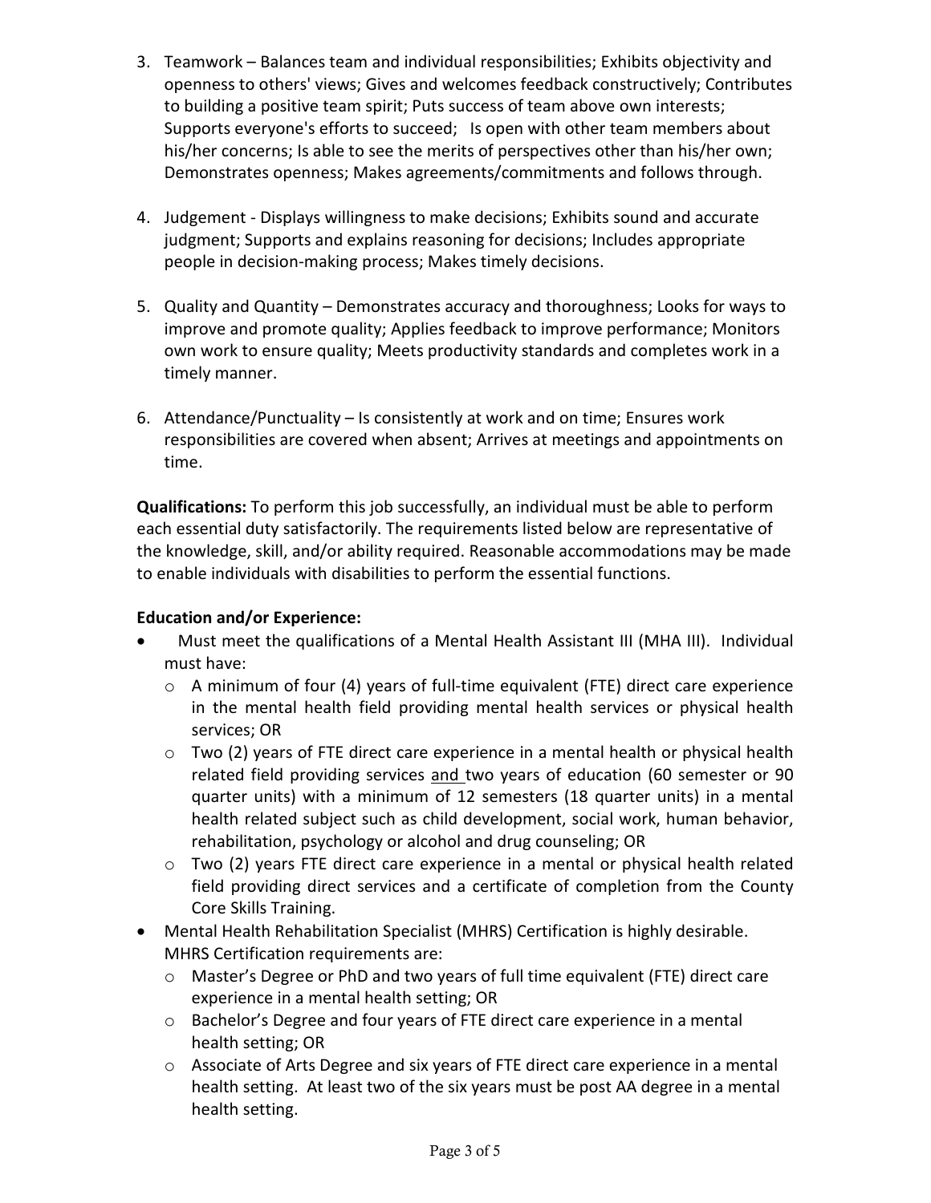3. Teamwork – Balances team and individual responsibilities; Exhibits objectivity and openness to others' views; Gives and welcomes feedback constructively; Contributes to building a positive team spirit; Puts success of team above own interests; Supports everyone's efforts to succeed; Is open with other team members about his/her concerns; Is able to see the merits of perspectives other than his/her own; Demonstrates openness; Makes agreements/commitments and follows through.

4. Judgement - Displays willingness to make decisions; Exhibits sound and accurate judgment; Supports and explains reasoning for decisions; Includes appropriate people in decision-making process; Makes timely decisions.

5. Quality and Quantity – Demonstrates accuracy and thoroughness; Looks for ways to improve and promote quality; Applies feedback to improve performance; Monitors own work to ensure quality; Meets productivity standards and completes work in a timely manner.

6. Attendance/Punctuality – Is consistently at work and on time; Ensures work responsibilities are covered when absent; Arrives at meetings and appointments on time.

**Qualifications:** To perform this job successfully, an individual must be able to perform each essential duty satisfactorily. The requirements listed below are representative of the knowledge, skill, and/or ability required. Reasonable accommodations may be made to enable individuals with disabilities to perform the essential functions.

**Education and/or Experience:**

- Must meet the qualifications of a Mental Health Assistant III (MHA III). Individual must have:
  - A minimum of four (4) years of full-time equivalent (FTE) direct care experience in the mental health field providing mental health services or physical health services; OR
  - Two (2) years of FTE direct care experience in a mental health or physical health related field providing services <u>and</u> two years of education (60 semester or 90 quarter units) with a minimum of 12 semesters (18 quarter units) in a mental health related subject such as child development, social work, human behavior, rehabilitation, psychology or alcohol and drug counseling; OR
  - Two (2) years FTE direct care experience in a mental or physical health related field providing direct services and a certificate of completion from the County Core Skills Training.
- Mental Health Rehabilitation Specialist (MHRS) Certification is highly desirable. MHRS Certification requirements are:
  - Master's Degree or PhD and two years of full time equivalent (FTE) direct care experience in a mental health setting; OR
  - Bachelor's Degree and four years of FTE direct care experience in a mental health setting; OR
  - Associate of Arts Degree and six years of FTE direct care experience in a mental health setting. At least two of the six years must be post AA degree in a mental health setting.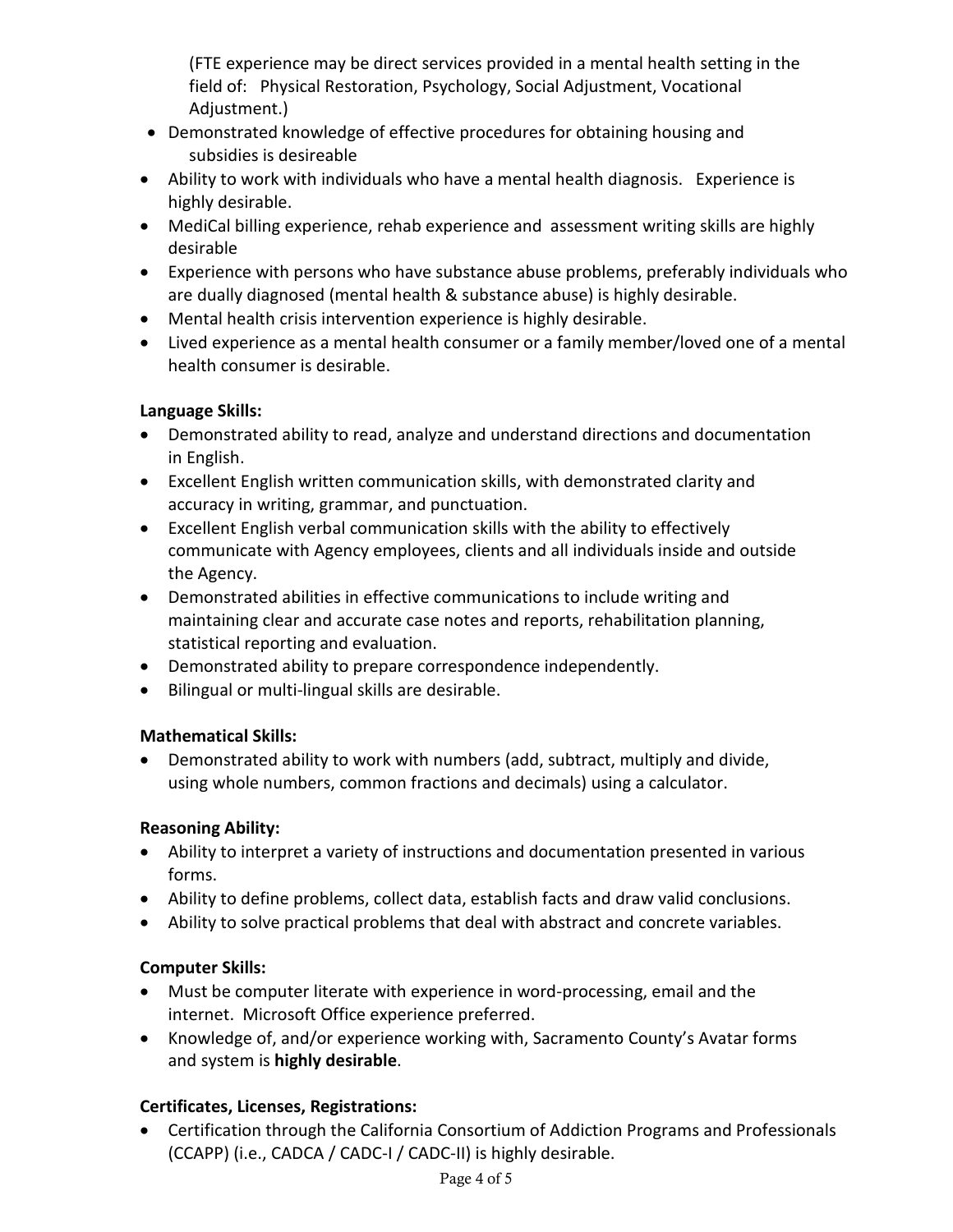(FTE experience may be direct services provided in a mental health setting in the field of: Physical Restoration, Psychology, Social Adjustment, Vocational Adjustment.)

- Demonstrated knowledge of effective procedures for obtaining housing and subsidies is desireable
- Ability to work with individuals who have a mental health diagnosis. Experience is highly desirable.
- MediCal billing experience, rehab experience and assessment writing skills are highly desirable
- Experience with persons who have substance abuse problems, preferably individuals who are dually diagnosed (mental health & substance abuse) is highly desirable.
- Mental health crisis intervention experience is highly desirable.
- Lived experience as a mental health consumer or a family member/loved one of a mental health consumer is desirable.

**Language Skills:**

- Demonstrated ability to read, analyze and understand directions and documentation in English.
- Excellent English written communication skills, with demonstrated clarity and accuracy in writing, grammar, and punctuation.
- Excellent English verbal communication skills with the ability to effectively communicate with Agency employees, clients and all individuals inside and outside the Agency.
- Demonstrated abilities in effective communications to include writing and maintaining clear and accurate case notes and reports, rehabilitation planning, statistical reporting and evaluation.
- Demonstrated ability to prepare correspondence independently.
- Bilingual or multi-lingual skills are desirable.

**Mathematical Skills:**

- Demonstrated ability to work with numbers (add, subtract, multiply and divide, using whole numbers, common fractions and decimals) using a calculator.

**Reasoning Ability:**

- Ability to interpret a variety of instructions and documentation presented in various forms.
- Ability to define problems, collect data, establish facts and draw valid conclusions.
- Ability to solve practical problems that deal with abstract and concrete variables.

**Computer Skills:**

- Must be computer literate with experience in word-processing, email and the internet. Microsoft Office experience preferred.
- Knowledge of, and/or experience working with, Sacramento County's Avatar forms and system is **highly desirable**.

**Certificates, Licenses, Registrations:**

- Certification through the California Consortium of Addiction Programs and Professionals (CCAPP) (i.e., CADCA / CADC-I / CADC-II) is highly desirable.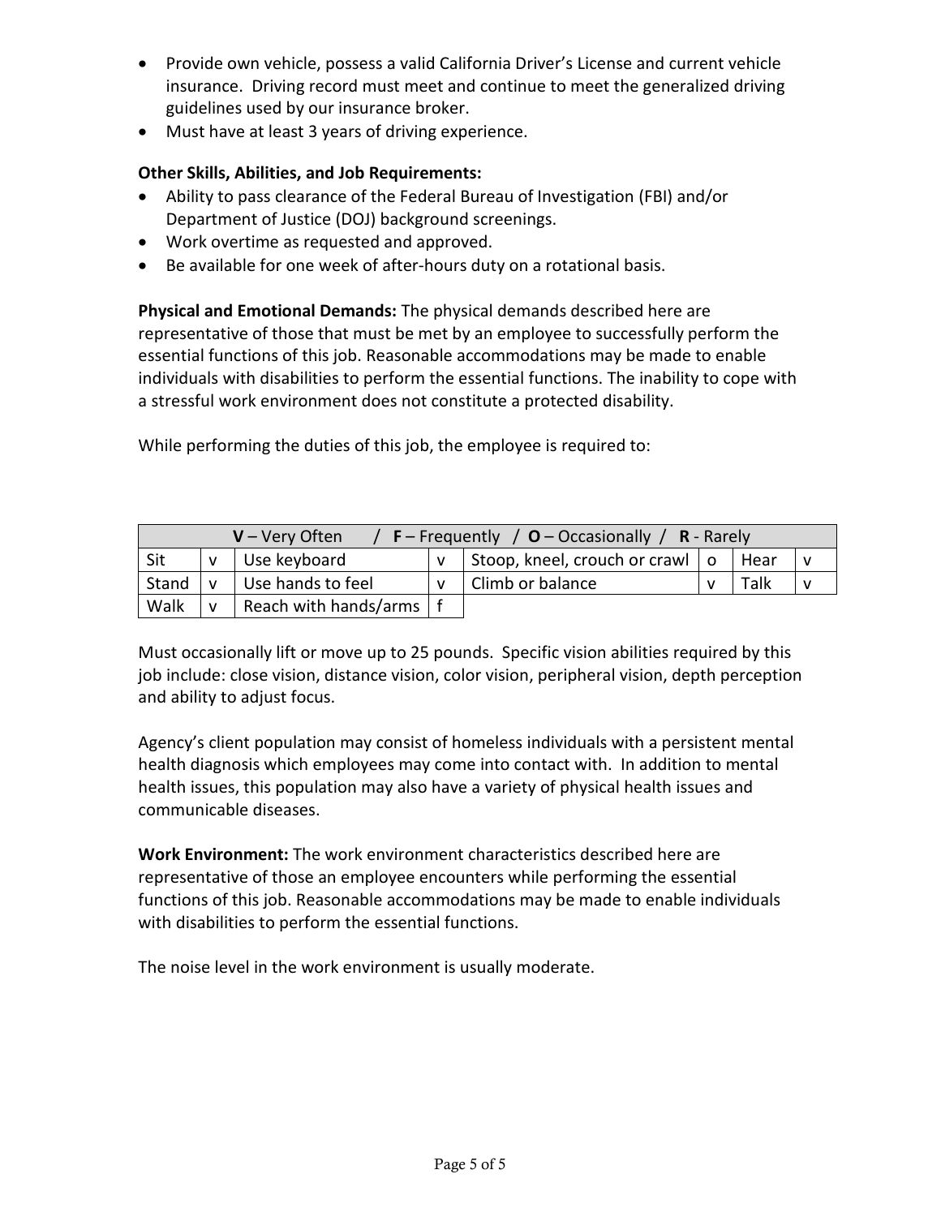- Provide own vehicle, possess a valid California Driver's License and current vehicle insurance. Driving record must meet and continue to meet the generalized driving guidelines used by our insurance broker.
- Must have at least 3 years of driving experience.

**Other Skills, Abilities, and Job Requirements:**

- Ability to pass clearance of the Federal Bureau of Investigation (FBI) and/or Department of Justice (DOJ) background screenings.
- Work overtime as requested and approved.
- Be available for one week of after-hours duty on a rotational basis.

**Physical and Emotional Demands:** The physical demands described here are representative of those that must be met by an employee to successfully perform the essential functions of this job. Reasonable accommodations may be made to enable individuals with disabilities to perform the essential functions. The inability to cope with a stressful work environment does not constitute a protected disability.

While performing the duties of this job, the employee is required to:

| **V** – Very Often / **F** – Frequently / **O** – Occasionally / **R** - Rarely | | | | | | | |
|---|---|---|---|---|---|---|---|
| Sit | v | Use keyboard | v | Stoop, kneel, crouch or crawl | o | Hear | v |
| Stand | v | Use hands to feel | v | Climb or balance | v | Talk | v |
| Walk | v | Reach with hands/arms | f | | | | |

Must occasionally lift or move up to 25 pounds. Specific vision abilities required by this job include: close vision, distance vision, color vision, peripheral vision, depth perception and ability to adjust focus.

Agency's client population may consist of homeless individuals with a persistent mental health diagnosis which employees may come into contact with. In addition to mental health issues, this population may also have a variety of physical health issues and communicable diseases.

**Work Environment:** The work environment characteristics described here are representative of those an employee encounters while performing the essential functions of this job. Reasonable accommodations may be made to enable individuals with disabilities to perform the essential functions.

The noise level in the work environment is usually moderate.